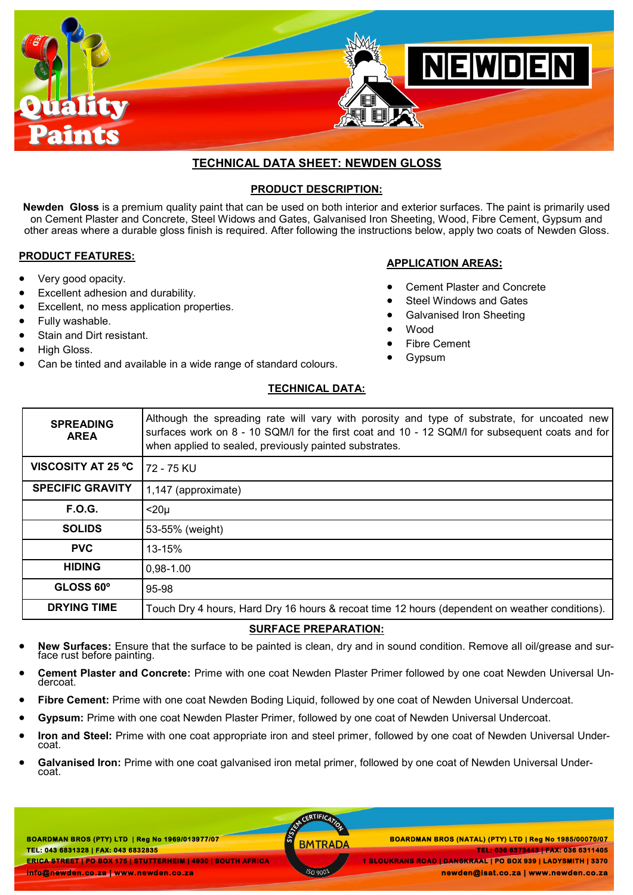# TECHNICAL DATA SHEET: NEWDEN GLOSS

## PRODUCT DESCRIPTION:

**Newden Gloss** is a premium quality paint that can be used on both interior and exterior surfaces. The paint is primarily used on Cement Plaster and Concrete, Steel Widows and Gates, Galvanised Iron Sheeting, Wood, Fibre Cement, Gypsum and other areas where a durable gloss finish is required. After following the instructions below, apply two coats of Newden Gloss.

## PRODUCT FEATURES:

- Very good opacity.
- Excellent adhesion and durability.
- Excellent, no mess application properties.
- Fully washable.
- Stain and Dirt resistant.
- High Gloss.
- Can be tinted and available in a wide range of standard colours.

## APPLICATION AREAS:

- Cement Plaster and Concrete
- Steel Windows and Gates
- Galvanised Iron Sheeting
- Wood
- Fibre Cement
- Gypsum

## TECHNICAL DATA:

| | |
|---|---|
| **SPREADING AREA** | Although the spreading rate will vary with porosity and type of substrate, for uncoated new surfaces work on 8 - 10 SQM/l for the first coat and 10 - 12 SQM/l for subsequent coats and for when applied to sealed, previously painted substrates. |
| **VISCOSITY AT 25 ºC** | 72 - 75 KU |
| **SPECIFIC GRAVITY** | 1,147 (approximate) |
| **F.O.G.** | <20µ |
| **SOLIDS** | 53-55% (weight) |
| **PVC** | 13-15% |
| **HIDING** | 0,98-1.00 |
| **GLOSS 60º** | 95-98 |
| **DRYING TIME** | Touch Dry 4 hours, Hard Dry 16 hours & recoat time 12 hours (dependent on weather conditions). |

## SURFACE PREPARATION:

- **New Surfaces:** Ensure that the surface to be painted is clean, dry and in sound condition. Remove all oil/grease and surface rust before painting.
- **Cement Plaster and Concrete:** Prime with one coat Newden Plaster Primer followed by one coat Newden Universal Undercoat.
- **Fibre Cement:** Prime with one coat Newden Boding Liquid, followed by one coat of Newden Universal Undercoat.
- **Gypsum:** Prime with one coat Newden Plaster Primer, followed by one coat of Newden Universal Undercoat.
- **Iron and Steel:** Prime with one coat appropriate iron and steel primer, followed by one coat of Newden Universal Undercoat.
- **Galvanised Iron:** Prime with one coat galvanised iron metal primer, followed by one coat of Newden Universal Undercoat.

BOARDMAN BROS (PTY) LTD | Reg No 1969/013977/07
TEL: 043 6831328 | FAX: 043 6832835
ERICA STREET | PO BOX 175 | STUTTERHEIM | 4930 | SOUTH AFRICA
info@newden.co.za | www.newden.co.za

BOARDMAN BROS (NATAL) (PTY) LTD | Reg No 1985/00070/07
TEL: 036 6373443 | FAX: 036 6311405
1 BLOUKRANS ROAD | DANSKRAAL | PO BOX 939 | LADYSMITH | 3370
newden@isat.co.za | www.newden.co.za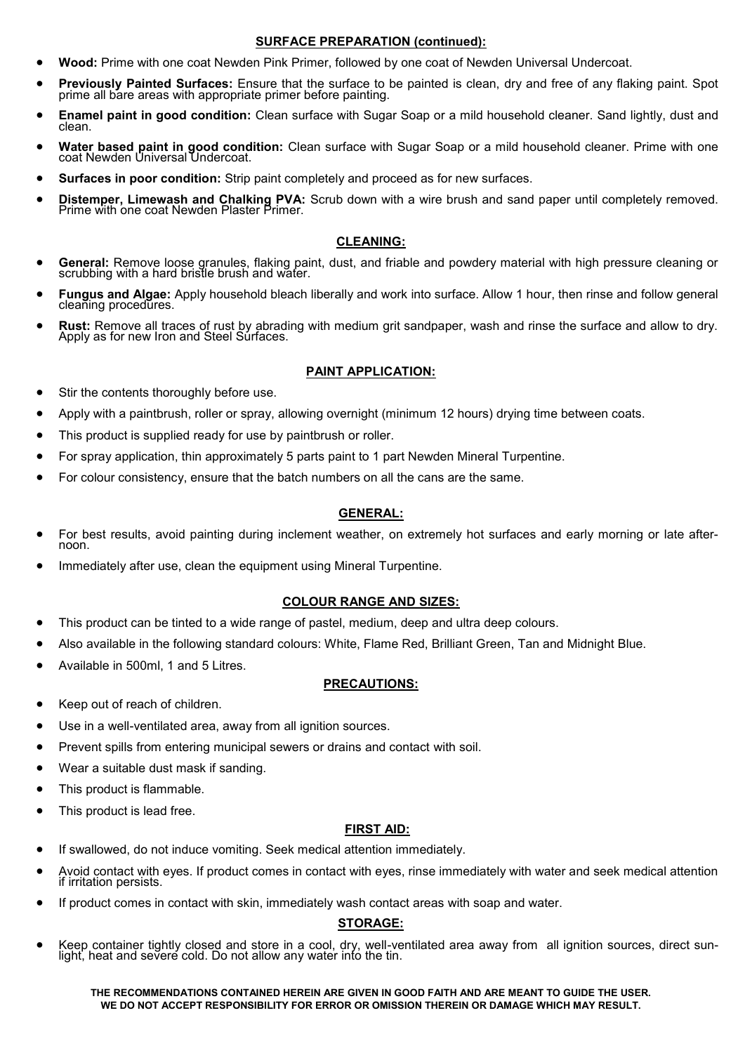## SURFACE PREPARATION (continued):

- **Wood:** Prime with one coat Newden Pink Primer, followed by one coat of Newden Universal Undercoat.
- **Previously Painted Surfaces:** Ensure that the surface to be painted is clean, dry and free of any flaking paint. Spot prime all bare areas with appropriate primer before painting.
- **Enamel paint in good condition:** Clean surface with Sugar Soap or a mild household cleaner. Sand lightly, dust and clean.
- **Water based paint in good condition:** Clean surface with Sugar Soap or a mild household cleaner. Prime with one coat Newden Universal Undercoat.
- **Surfaces in poor condition:** Strip paint completely and proceed as for new surfaces.
- **Distemper, Limewash and Chalking PVA:** Scrub down with a wire brush and sand paper until completely removed. Prime with one coat Newden Plaster Primer.

## CLEANING:

- **General:** Remove loose granules, flaking paint, dust, and friable and powdery material with high pressure cleaning or scrubbing with a hard bristle brush and water.
- **Fungus and Algae:** Apply household bleach liberally and work into surface. Allow 1 hour, then rinse and follow general cleaning procedures.
- **Rust:** Remove all traces of rust by abrading with medium grit sandpaper, wash and rinse the surface and allow to dry. Apply as for new Iron and Steel Surfaces.

## PAINT APPLICATION:

- Stir the contents thoroughly before use.
- Apply with a paintbrush, roller or spray, allowing overnight (minimum 12 hours) drying time between coats.
- This product is supplied ready for use by paintbrush or roller.
- For spray application, thin approximately 5 parts paint to 1 part Newden Mineral Turpentine.
- For colour consistency, ensure that the batch numbers on all the cans are the same.

## GENERAL:

- For best results, avoid painting during inclement weather, on extremely hot surfaces and early morning or late afternoon.
- Immediately after use, clean the equipment using Mineral Turpentine.

## COLOUR RANGE AND SIZES:

- This product can be tinted to a wide range of pastel, medium, deep and ultra deep colours.
- Also available in the following standard colours: White, Flame Red, Brilliant Green, Tan and Midnight Blue.
- Available in 500ml, 1 and 5 Litres.

## PRECAUTIONS:

- Keep out of reach of children.
- Use in a well-ventilated area, away from all ignition sources.
- Prevent spills from entering municipal sewers or drains and contact with soil.
- Wear a suitable dust mask if sanding.
- This product is flammable.
- This product is lead free.

## FIRST AID:

- If swallowed, do not induce vomiting. Seek medical attention immediately.
- Avoid contact with eyes. If product comes in contact with eyes, rinse immediately with water and seek medical attention if irritation persists.
- If product comes in contact with skin, immediately wash contact areas with soap and water.

## STORAGE:

- Keep container tightly closed and store in a cool, dry, well-ventilated area away from all ignition sources, direct sunlight, heat and severe cold. Do not allow any water into the tin.

**THE RECOMMENDATIONS CONTAINED HEREIN ARE GIVEN IN GOOD FAITH AND ARE MEANT TO GUIDE THE USER. WE DO NOT ACCEPT RESPONSIBILITY FOR ERROR OR OMISSION THEREIN OR DAMAGE WHICH MAY RESULT.**